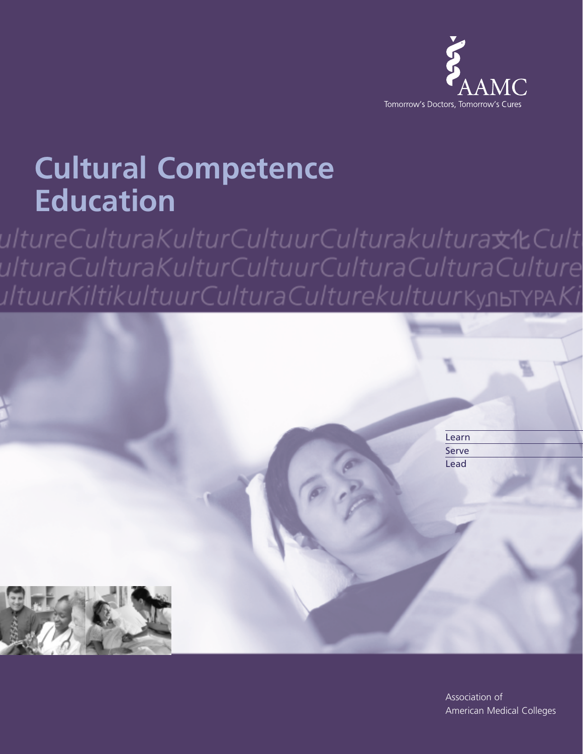AAMC

Tomorrow's Doctors, Tomorrow's Cures

# Cultural Competence Education

ultureCulturaKulturCultuurCulturakultura文化Cult
ulturaCulturaKulturCultuurCulturaCulturaCulture
ıltuurKiltikultuurCulturaCulturekultuurКУЛЬТУРАKi

Learn

Serve

Lead

Association of American Medical Colleges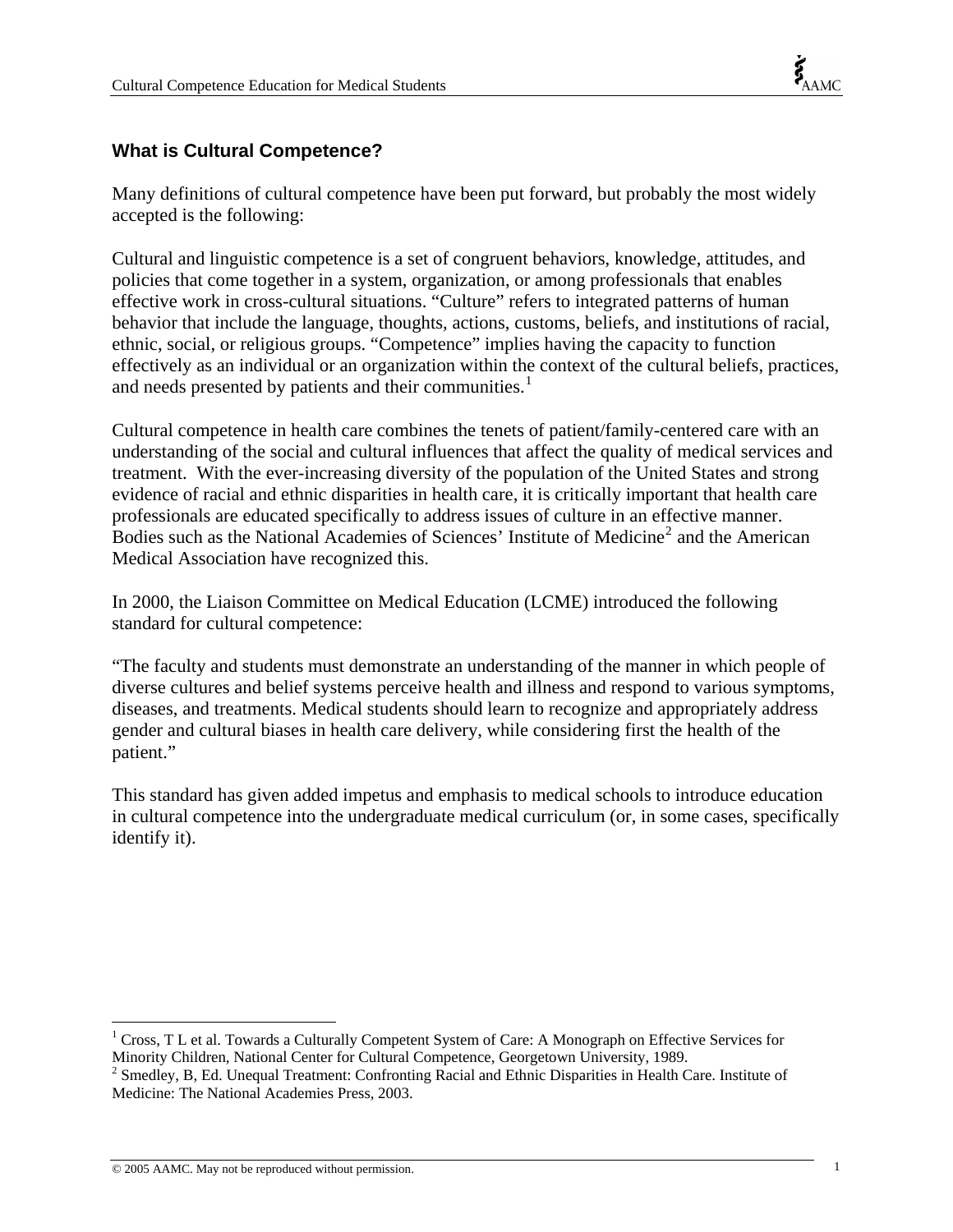## What is Cultural Competence?

Many definitions of cultural competence have been put forward, but probably the most widely accepted is the following:

Cultural and linguistic competence is a set of congruent behaviors, knowledge, attitudes, and policies that come together in a system, organization, or among professionals that enables effective work in cross-cultural situations. "Culture" refers to integrated patterns of human behavior that include the language, thoughts, actions, customs, beliefs, and institutions of racial, ethnic, social, or religious groups. "Competence" implies having the capacity to function effectively as an individual or an organization within the context of the cultural beliefs, practices, and needs presented by patients and their communities.[1]

Cultural competence in health care combines the tenets of patient/family-centered care with an understanding of the social and cultural influences that affect the quality of medical services and treatment. With the ever-increasing diversity of the population of the United States and strong evidence of racial and ethnic disparities in health care, it is critically important that health care professionals are educated specifically to address issues of culture in an effective manner. Bodies such as the National Academies of Sciences' Institute of Medicine[2] and the American Medical Association have recognized this.

In 2000, the Liaison Committee on Medical Education (LCME) introduced the following standard for cultural competence:

"The faculty and students must demonstrate an understanding of the manner in which people of diverse cultures and belief systems perceive health and illness and respond to various symptoms, diseases, and treatments. Medical students should learn to recognize and appropriately address gender and cultural biases in health care delivery, while considering first the health of the patient."

This standard has given added impetus and emphasis to medical schools to introduce education in cultural competence into the undergraduate medical curriculum (or, in some cases, specifically identify it).

---

[1] Cross, T L et al. Towards a Culturally Competent System of Care: A Monograph on Effective Services for Minority Children, National Center for Cultural Competence, Georgetown University, 1989.

[2] Smedley, B, Ed. Unequal Treatment: Confronting Racial and Ethnic Disparities in Health Care. Institute of Medicine: The National Academies Press, 2003.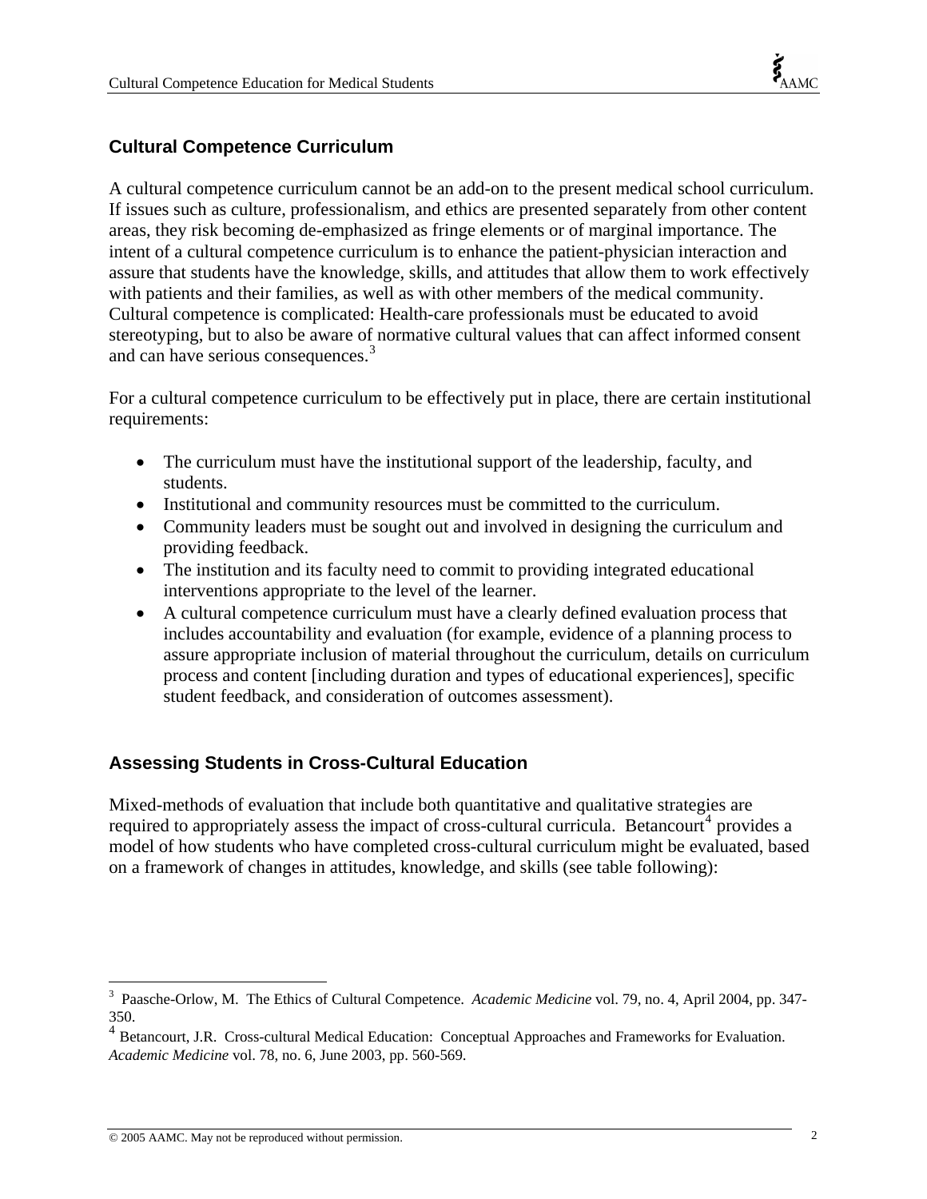## Cultural Competence Curriculum

A cultural competence curriculum cannot be an add-on to the present medical school curriculum. If issues such as culture, professionalism, and ethics are presented separately from other content areas, they risk becoming de-emphasized as fringe elements or of marginal importance. The intent of a cultural competence curriculum is to enhance the patient-physician interaction and assure that students have the knowledge, skills, and attitudes that allow them to work effectively with patients and their families, as well as with other members of the medical community. Cultural competence is complicated: Health-care professionals must be educated to avoid stereotyping, but to also be aware of normative cultural values that can affect informed consent and can have serious consequences.[3]

For a cultural competence curriculum to be effectively put in place, there are certain institutional requirements:

- The curriculum must have the institutional support of the leadership, faculty, and students.
- Institutional and community resources must be committed to the curriculum.
- Community leaders must be sought out and involved in designing the curriculum and providing feedback.
- The institution and its faculty need to commit to providing integrated educational interventions appropriate to the level of the learner.
- A cultural competence curriculum must have a clearly defined evaluation process that includes accountability and evaluation (for example, evidence of a planning process to assure appropriate inclusion of material throughout the curriculum, details on curriculum process and content [including duration and types of educational experiences], specific student feedback, and consideration of outcomes assessment).

## Assessing Students in Cross-Cultural Education

Mixed-methods of evaluation that include both quantitative and qualitative strategies are required to appropriately assess the impact of cross-cultural curricula. Betancourt[4] provides a model of how students who have completed cross-cultural curriculum might be evaluated, based on a framework of changes in attitudes, knowledge, and skills (see table following):

---

[3] Paasche-Orlow, M. The Ethics of Cultural Competence. *Academic Medicine* vol. 79, no. 4, April 2004, pp. 347-350.

[4] Betancourt, J.R. Cross-cultural Medical Education: Conceptual Approaches and Frameworks for Evaluation. *Academic Medicine* vol. 78, no. 6, June 2003, pp. 560-569.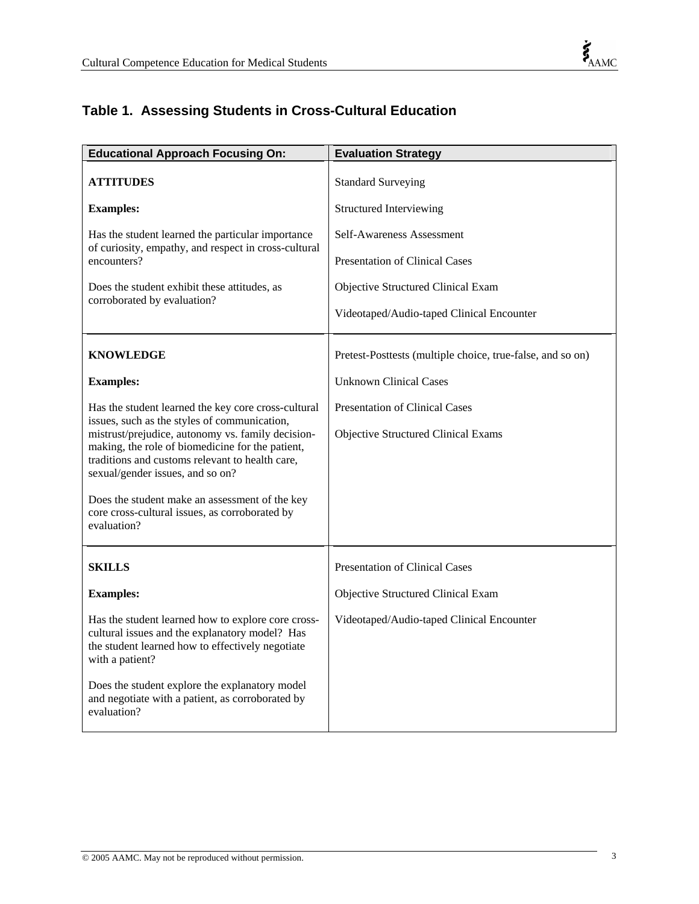## Table 1. Assessing Students in Cross-Cultural Education

| Educational Approach Focusing On: | Evaluation Strategy |
|---|---|
| **ATTITUDES**<br><br>**Examples:**<br><br>Has the student learned the particular importance of curiosity, empathy, and respect in cross-cultural encounters?<br><br>Does the student exhibit these attitudes, as corroborated by evaluation? | Standard Surveying<br><br>Structured Interviewing<br><br>Self-Awareness Assessment<br><br>Presentation of Clinical Cases<br><br>Objective Structured Clinical Exam<br><br>Videotaped/Audio-taped Clinical Encounter |
| **KNOWLEDGE**<br><br>**Examples:**<br><br>Has the student learned the key core cross-cultural issues, such as the styles of communication, mistrust/prejudice, autonomy vs. family decision-making, the role of biomedicine for the patient, traditions and customs relevant to health care, sexual/gender issues, and so on?<br><br>Does the student make an assessment of the key core cross-cultural issues, as corroborated by evaluation? | Pretest-Posttests (multiple choice, true-false, and so on)<br><br>Unknown Clinical Cases<br><br>Presentation of Clinical Cases<br><br>Objective Structured Clinical Exams |
| **SKILLS**<br><br>**Examples:**<br><br>Has the student learned how to explore core cross-cultural issues and the explanatory model? Has the student learned how to effectively negotiate with a patient?<br><br>Does the student explore the explanatory model and negotiate with a patient, as corroborated by evaluation? | Presentation of Clinical Cases<br><br>Objective Structured Clinical Exam<br><br>Videotaped/Audio-taped Clinical Encounter |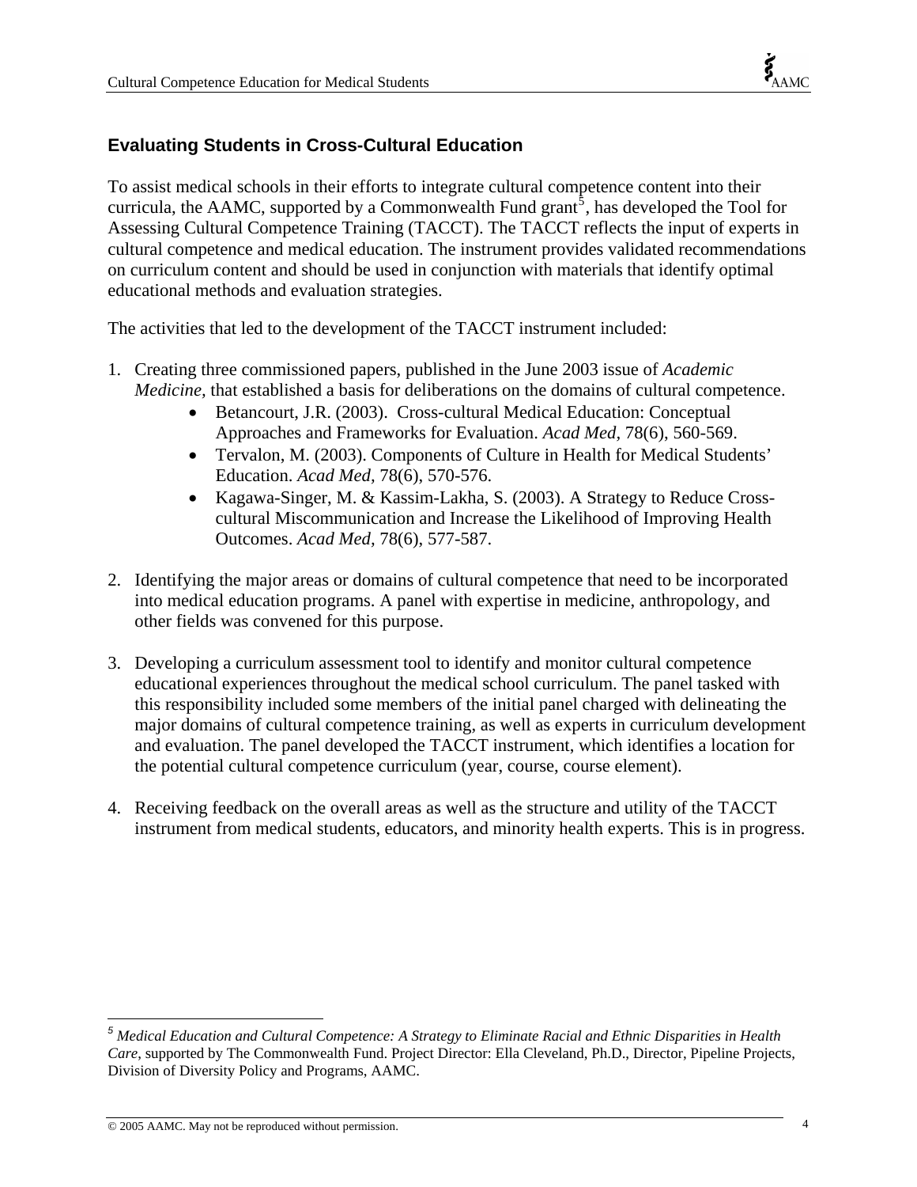## Evaluating Students in Cross-Cultural Education

To assist medical schools in their efforts to integrate cultural competence content into their curricula, the AAMC, supported by a Commonwealth Fund grant[5], has developed the Tool for Assessing Cultural Competence Training (TACCT). The TACCT reflects the input of experts in cultural competence and medical education. The instrument provides validated recommendations on curriculum content and should be used in conjunction with materials that identify optimal educational methods and evaluation strategies.

The activities that led to the development of the TACCT instrument included:

1. Creating three commissioned papers, published in the June 2003 issue of *Academic Medicine*, that established a basis for deliberations on the domains of cultural competence.
   - Betancourt, J.R. (2003). Cross-cultural Medical Education: Conceptual Approaches and Frameworks for Evaluation. *Acad Med,* 78(6), 560-569.
   - Tervalon, M. (2003). Components of Culture in Health for Medical Students' Education. *Acad Med,* 78(6), 570-576.
   - Kagawa-Singer, M. & Kassim-Lakha, S. (2003). A Strategy to Reduce Cross-cultural Miscommunication and Increase the Likelihood of Improving Health Outcomes. *Acad Med,* 78(6), 577-587.

2. Identifying the major areas or domains of cultural competence that need to be incorporated into medical education programs. A panel with expertise in medicine, anthropology, and other fields was convened for this purpose.

3. Developing a curriculum assessment tool to identify and monitor cultural competence educational experiences throughout the medical school curriculum. The panel tasked with this responsibility included some members of the initial panel charged with delineating the major domains of cultural competence training, as well as experts in curriculum development and evaluation. The panel developed the TACCT instrument, which identifies a location for the potential cultural competence curriculum (year, course, course element).

4. Receiving feedback on the overall areas as well as the structure and utility of the TACCT instrument from medical students, educators, and minority health experts. This is in progress.

---

[5] *Medical Education and Cultural Competence: A Strategy to Eliminate Racial and Ethnic Disparities in Health Care*, supported by The Commonwealth Fund. Project Director: Ella Cleveland, Ph.D., Director, Pipeline Projects, Division of Diversity Policy and Programs, AAMC.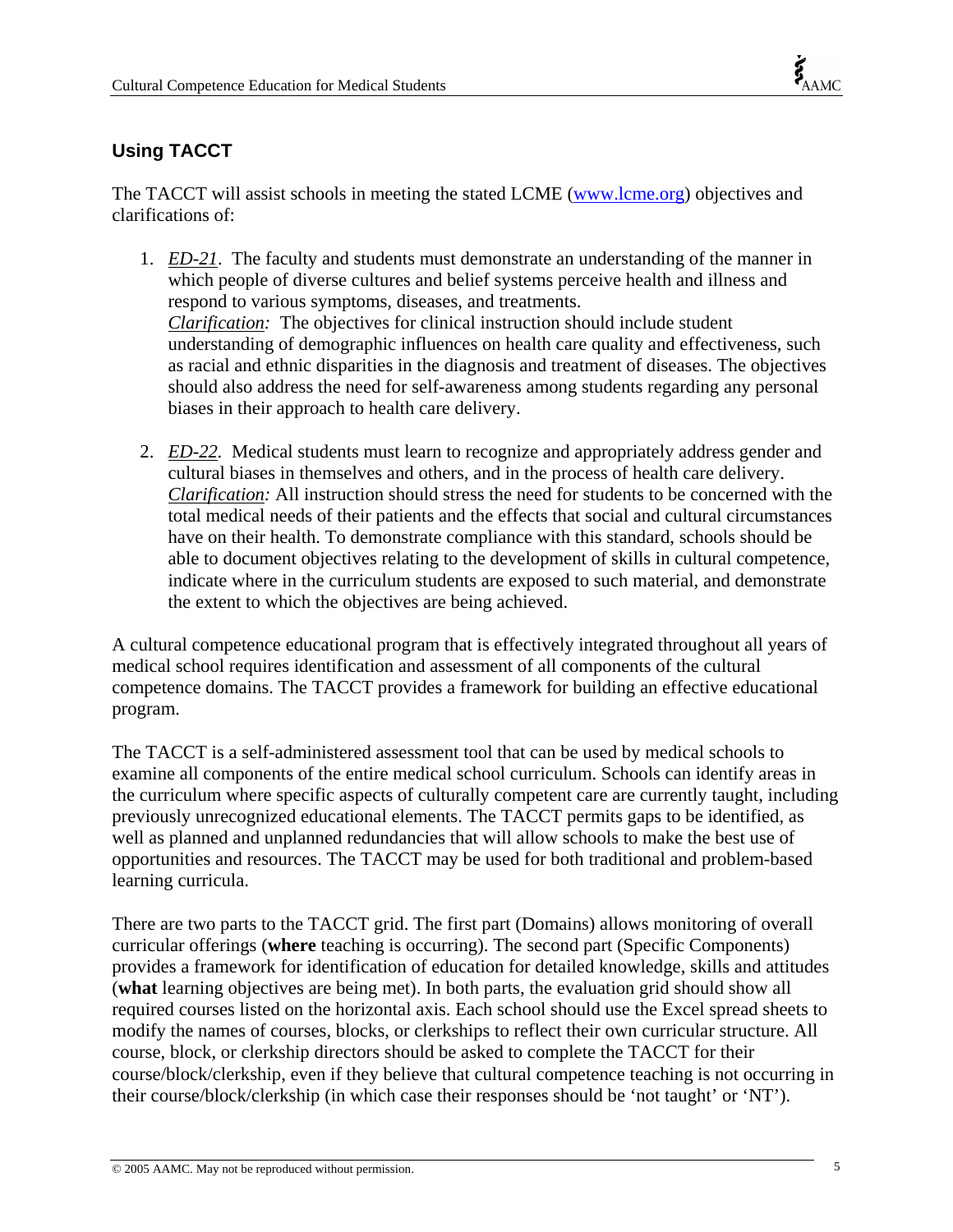## Using TACCT

The TACCT will assist schools in meeting the stated LCME ([www.lcme.org](http://www.lcme.org)) objectives and clarifications of:

1. *ED-21*. The faculty and students must demonstrate an understanding of the manner in which people of diverse cultures and belief systems perceive health and illness and respond to various symptoms, diseases, and treatments.
   *Clarification:* The objectives for clinical instruction should include student understanding of demographic influences on health care quality and effectiveness, such as racial and ethnic disparities in the diagnosis and treatment of diseases. The objectives should also address the need for self-awareness among students regarding any personal biases in their approach to health care delivery.

2. *ED-22.* Medical students must learn to recognize and appropriately address gender and cultural biases in themselves and others, and in the process of health care delivery.
   *Clarification:* All instruction should stress the need for students to be concerned with the total medical needs of their patients and the effects that social and cultural circumstances have on their health. To demonstrate compliance with this standard, schools should be able to document objectives relating to the development of skills in cultural competence, indicate where in the curriculum students are exposed to such material, and demonstrate the extent to which the objectives are being achieved.

A cultural competence educational program that is effectively integrated throughout all years of medical school requires identification and assessment of all components of the cultural competence domains. The TACCT provides a framework for building an effective educational program.

The TACCT is a self-administered assessment tool that can be used by medical schools to examine all components of the entire medical school curriculum. Schools can identify areas in the curriculum where specific aspects of culturally competent care are currently taught, including previously unrecognized educational elements. The TACCT permits gaps to be identified, as well as planned and unplanned redundancies that will allow schools to make the best use of opportunities and resources. The TACCT may be used for both traditional and problem-based learning curricula.

There are two parts to the TACCT grid. The first part (Domains) allows monitoring of overall curricular offerings (**where** teaching is occurring). The second part (Specific Components) provides a framework for identification of education for detailed knowledge, skills and attitudes (**what** learning objectives are being met). In both parts, the evaluation grid should show all required courses listed on the horizontal axis. Each school should use the Excel spread sheets to modify the names of courses, blocks, or clerkships to reflect their own curricular structure. All course, block, or clerkship directors should be asked to complete the TACCT for their course/block/clerkship, even if they believe that cultural competence teaching is not occurring in their course/block/clerkship (in which case their responses should be 'not taught' or 'NT').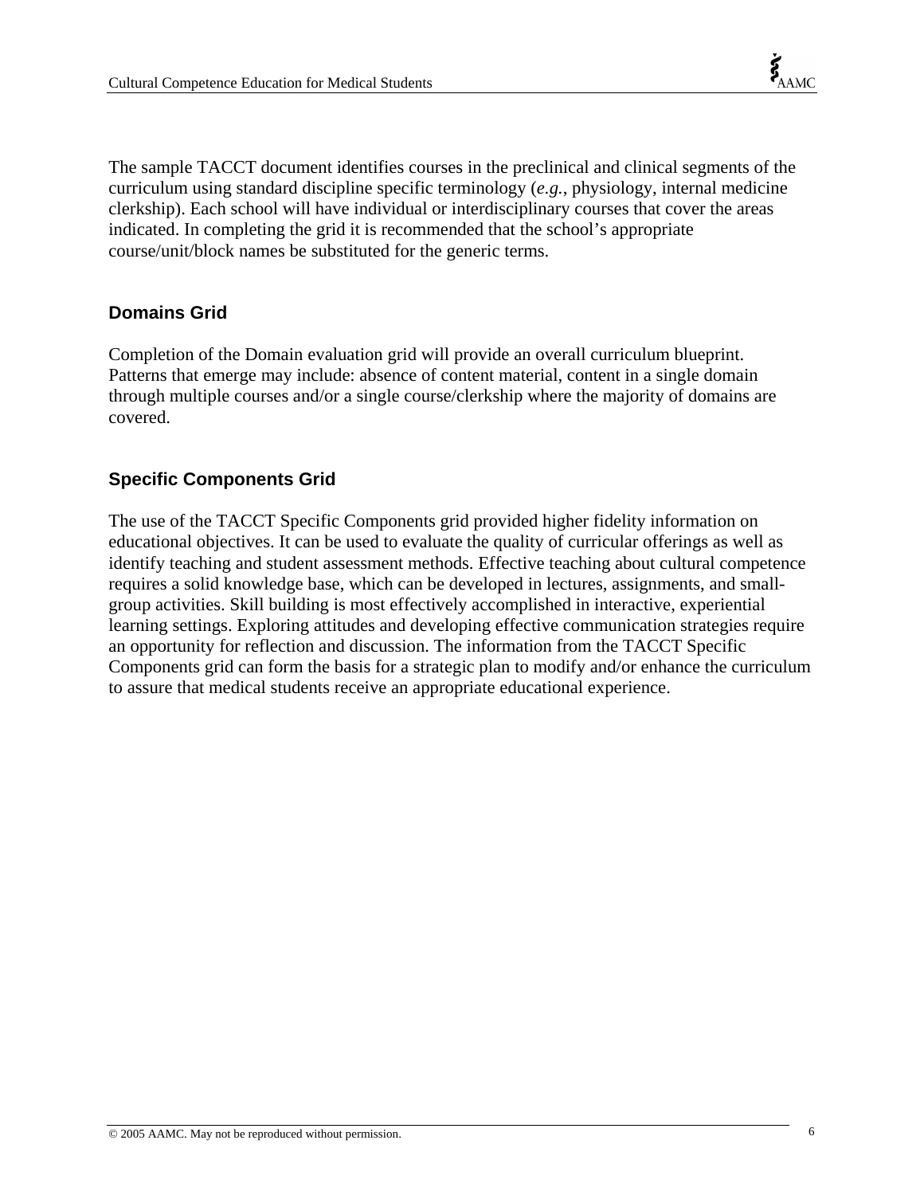The sample TACCT document identifies courses in the preclinical and clinical segments of the curriculum using standard discipline specific terminology (*e.g.*, physiology, internal medicine clerkship). Each school will have individual or interdisciplinary courses that cover the areas indicated. In completing the grid it is recommended that the school's appropriate course/unit/block names be substituted for the generic terms.

## Domains Grid

Completion of the Domain evaluation grid will provide an overall curriculum blueprint. Patterns that emerge may include: absence of content material, content in a single domain through multiple courses and/or a single course/clerkship where the majority of domains are covered.

## Specific Components Grid

The use of the TACCT Specific Components grid provided higher fidelity information on educational objectives. It can be used to evaluate the quality of curricular offerings as well as identify teaching and student assessment methods. Effective teaching about cultural competence requires a solid knowledge base, which can be developed in lectures, assignments, and small-group activities. Skill building is most effectively accomplished in interactive, experiential learning settings. Exploring attitudes and developing effective communication strategies require an opportunity for reflection and discussion. The information from the TACCT Specific Components grid can form the basis for a strategic plan to modify and/or enhance the curriculum to assure that medical students receive an appropriate educational experience.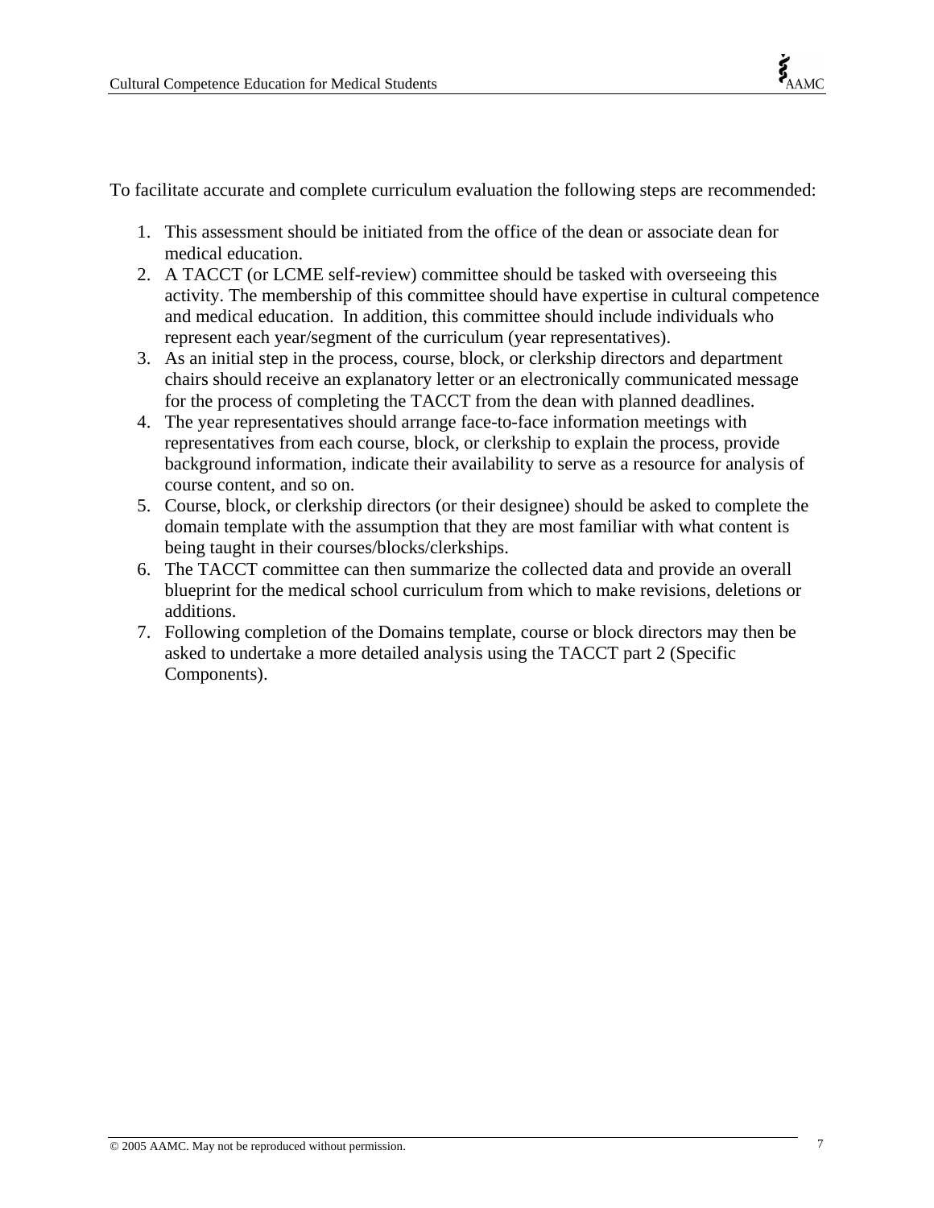To facilitate accurate and complete curriculum evaluation the following steps are recommended:

1. This assessment should be initiated from the office of the dean or associate dean for medical education.
2. A TACCT (or LCME self-review) committee should be tasked with overseeing this activity. The membership of this committee should have expertise in cultural competence and medical education. In addition, this committee should include individuals who represent each year/segment of the curriculum (year representatives).
3. As an initial step in the process, course, block, or clerkship directors and department chairs should receive an explanatory letter or an electronically communicated message for the process of completing the TACCT from the dean with planned deadlines.
4. The year representatives should arrange face-to-face information meetings with representatives from each course, block, or clerkship to explain the process, provide background information, indicate their availability to serve as a resource for analysis of course content, and so on.
5. Course, block, or clerkship directors (or their designee) should be asked to complete the domain template with the assumption that they are most familiar with what content is being taught in their courses/blocks/clerkships.
6. The TACCT committee can then summarize the collected data and provide an overall blueprint for the medical school curriculum from which to make revisions, deletions or additions.
7. Following completion of the Domains template, course or block directors may then be asked to undertake a more detailed analysis using the TACCT part 2 (Specific Components).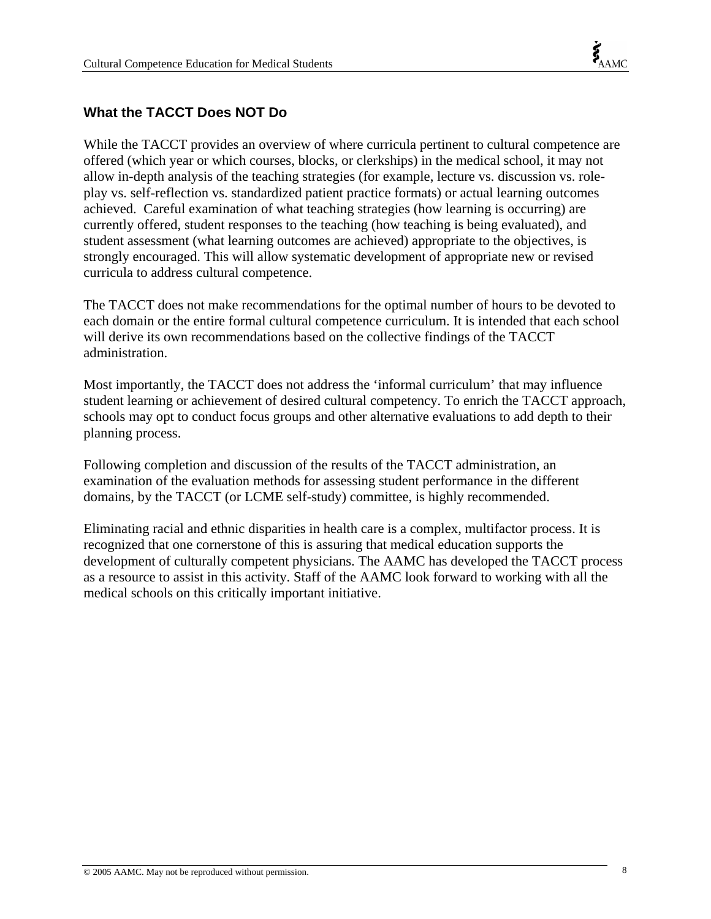### What the TACCT Does NOT Do

While the TACCT provides an overview of where curricula pertinent to cultural competence are offered (which year or which courses, blocks, or clerkships) in the medical school, it may not allow in-depth analysis of the teaching strategies (for example, lecture vs. discussion vs. role-play vs. self-reflection vs. standardized patient practice formats) or actual learning outcomes achieved. Careful examination of what teaching strategies (how learning is occurring) are currently offered, student responses to the teaching (how teaching is being evaluated), and student assessment (what learning outcomes are achieved) appropriate to the objectives, is strongly encouraged. This will allow systematic development of appropriate new or revised curricula to address cultural competence.

The TACCT does not make recommendations for the optimal number of hours to be devoted to each domain or the entire formal cultural competence curriculum. It is intended that each school will derive its own recommendations based on the collective findings of the TACCT administration.

Most importantly, the TACCT does not address the 'informal curriculum' that may influence student learning or achievement of desired cultural competency. To enrich the TACCT approach, schools may opt to conduct focus groups and other alternative evaluations to add depth to their planning process.

Following completion and discussion of the results of the TACCT administration, an examination of the evaluation methods for assessing student performance in the different domains, by the TACCT (or LCME self-study) committee, is highly recommended.

Eliminating racial and ethnic disparities in health care is a complex, multifactor process. It is recognized that one cornerstone of this is assuring that medical education supports the development of culturally competent physicians. The AAMC has developed the TACCT process as a resource to assist in this activity. Staff of the AAMC look forward to working with all the medical schools on this critically important initiative.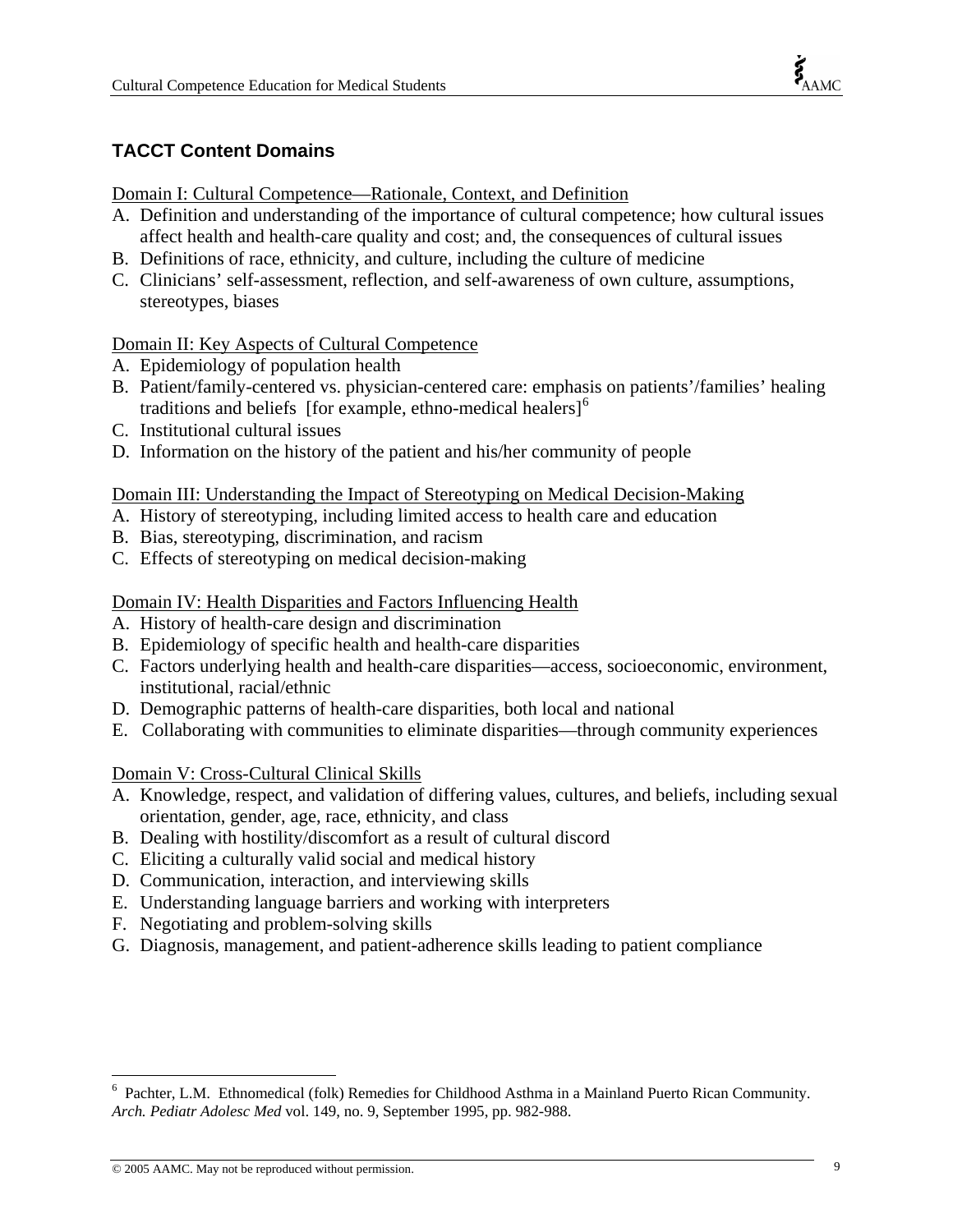## TACCT Content Domains

Domain I: Cultural Competence—Rationale, Context, and Definition

A. Definition and understanding of the importance of cultural competence; how cultural issues affect health and health-care quality and cost; and, the consequences of cultural issues
B. Definitions of race, ethnicity, and culture, including the culture of medicine
C. Clinicians' self-assessment, reflection, and self-awareness of own culture, assumptions, stereotypes, biases

Domain II: Key Aspects of Cultural Competence

A. Epidemiology of population health
B. Patient/family-centered vs. physician-centered care: emphasis on patients'/families' healing traditions and beliefs [for example, ethno-medical healers][6]
C. Institutional cultural issues
D. Information on the history of the patient and his/her community of people

Domain III: Understanding the Impact of Stereotyping on Medical Decision-Making

A. History of stereotyping, including limited access to health care and education
B. Bias, stereotyping, discrimination, and racism
C. Effects of stereotyping on medical decision-making

Domain IV: Health Disparities and Factors Influencing Health

A. History of health-care design and discrimination
B. Epidemiology of specific health and health-care disparities
C. Factors underlying health and health-care disparities—access, socioeconomic, environment, institutional, racial/ethnic
D. Demographic patterns of health-care disparities, both local and national
E. Collaborating with communities to eliminate disparities—through community experiences

Domain V: Cross-Cultural Clinical Skills

A. Knowledge, respect, and validation of differing values, cultures, and beliefs, including sexual orientation, gender, age, race, ethnicity, and class
B. Dealing with hostility/discomfort as a result of cultural discord
C. Eliciting a culturally valid social and medical history
D. Communication, interaction, and interviewing skills
E. Understanding language barriers and working with interpreters
F. Negotiating and problem-solving skills
G. Diagnosis, management, and patient-adherence skills leading to patient compliance

---

[6] Pachter, L.M. Ethnomedical (folk) Remedies for Childhood Asthma in a Mainland Puerto Rican Community. *Arch. Pediatr Adolesc Med* vol. 149, no. 9, September 1995, pp. 982-988.

© 2005 AAMC. May not be reproduced without permission.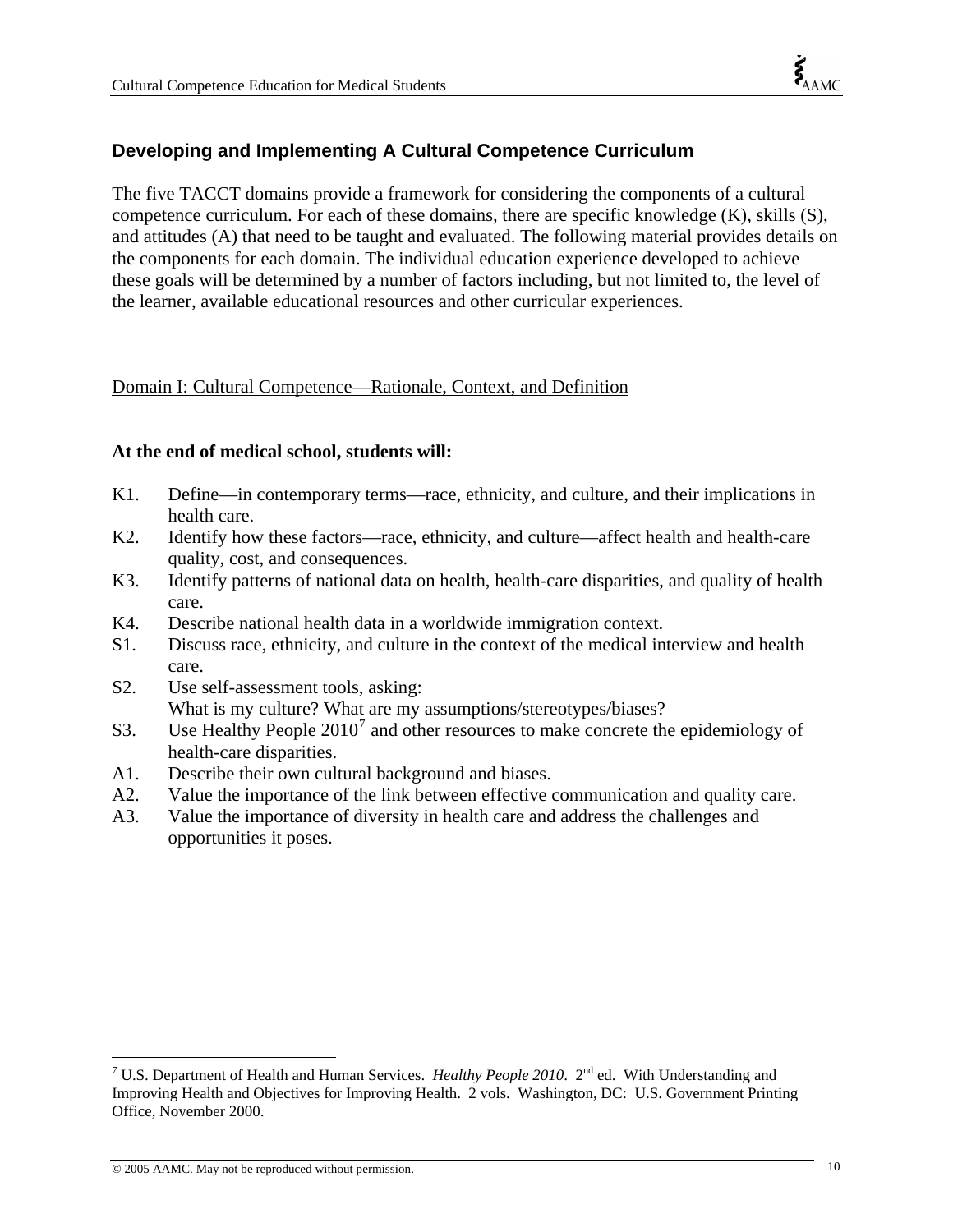## Developing and Implementing A Cultural Competence Curriculum

The five TACCT domains provide a framework for considering the components of a cultural competence curriculum. For each of these domains, there are specific knowledge (K), skills (S), and attitudes (A) that need to be taught and evaluated. The following material provides details on the components for each domain. The individual education experience developed to achieve these goals will be determined by a number of factors including, but not limited to, the level of the learner, available educational resources and other curricular experiences.

### Domain I: Cultural Competence—Rationale, Context, and Definition

**At the end of medical school, students will:**

- K1. Define—in contemporary terms—race, ethnicity, and culture, and their implications in health care.
- K2. Identify how these factors—race, ethnicity, and culture—affect health and health-care quality, cost, and consequences.
- K3. Identify patterns of national data on health, health-care disparities, and quality of health care.
- K4. Describe national health data in a worldwide immigration context.
- S1. Discuss race, ethnicity, and culture in the context of the medical interview and health care.
- S2. Use self-assessment tools, asking:
  What is my culture? What are my assumptions/stereotypes/biases?
- S3. Use Healthy People 2010[7] and other resources to make concrete the epidemiology of health-care disparities.
- A1. Describe their own cultural background and biases.
- A2. Value the importance of the link between effective communication and quality care.
- A3. Value the importance of diversity in health care and address the challenges and opportunities it poses.

---

[7] U.S. Department of Health and Human Services. *Healthy People 2010*. 2nd ed. With Understanding and Improving Health and Objectives for Improving Health. 2 vols. Washington, DC: U.S. Government Printing Office, November 2000.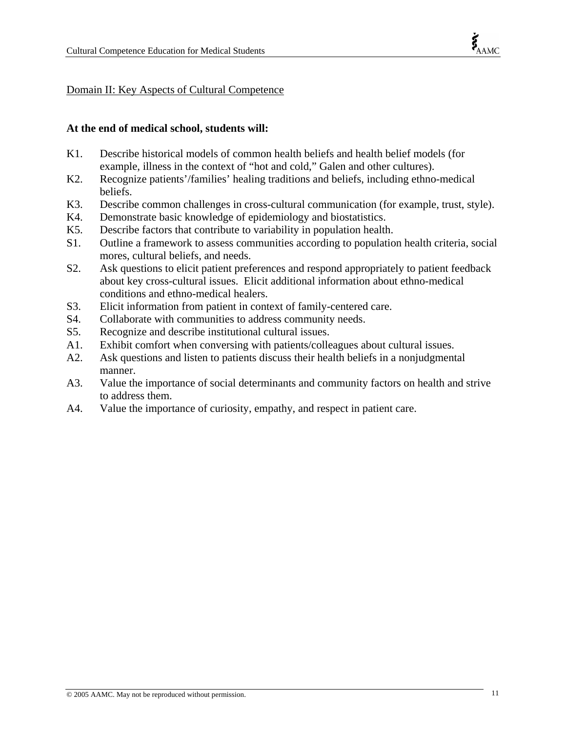## Domain II: Key Aspects of Cultural Competence

**At the end of medical school, students will:**

- K1. Describe historical models of common health beliefs and health belief models (for example, illness in the context of "hot and cold," Galen and other cultures).
- K2. Recognize patients'/families' healing traditions and beliefs, including ethno-medical beliefs.
- K3. Describe common challenges in cross-cultural communication (for example, trust, style).
- K4. Demonstrate basic knowledge of epidemiology and biostatistics.
- K5. Describe factors that contribute to variability in population health.
- S1. Outline a framework to assess communities according to population health criteria, social mores, cultural beliefs, and needs.
- S2. Ask questions to elicit patient preferences and respond appropriately to patient feedback about key cross-cultural issues. Elicit additional information about ethno-medical conditions and ethno-medical healers.
- S3. Elicit information from patient in context of family-centered care.
- S4. Collaborate with communities to address community needs.
- S5. Recognize and describe institutional cultural issues.
- A1. Exhibit comfort when conversing with patients/colleagues about cultural issues.
- A2. Ask questions and listen to patients discuss their health beliefs in a nonjudgmental manner.
- A3. Value the importance of social determinants and community factors on health and strive to address them.
- A4. Value the importance of curiosity, empathy, and respect in patient care.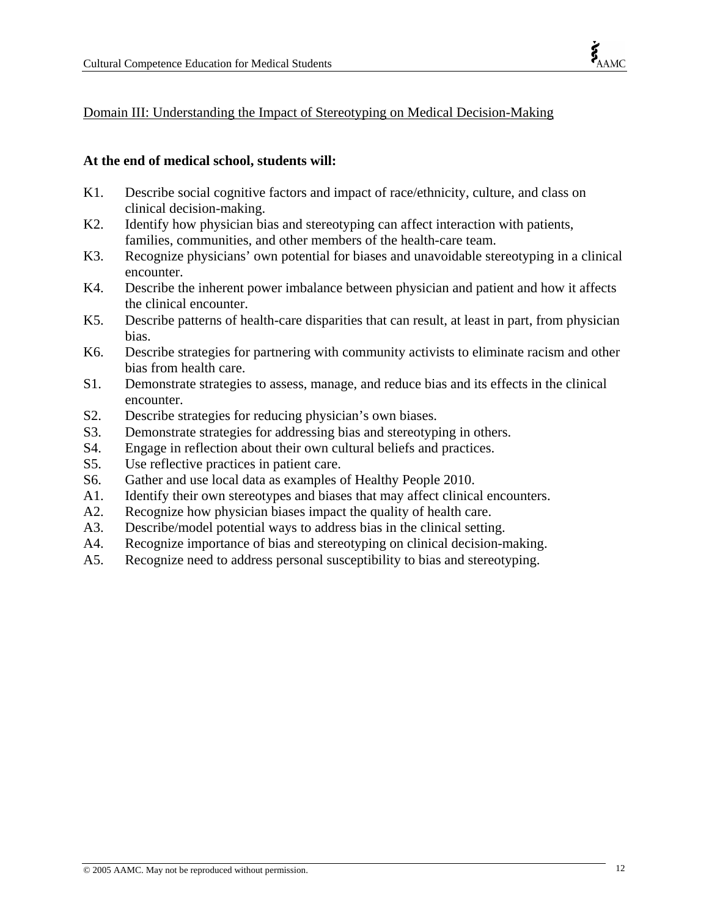## Domain III: Understanding the Impact of Stereotyping on Medical Decision-Making

**At the end of medical school, students will:**

K1. Describe social cognitive factors and impact of race/ethnicity, culture, and class on clinical decision-making.
K2. Identify how physician bias and stereotyping can affect interaction with patients, families, communities, and other members of the health-care team.
K3. Recognize physicians' own potential for biases and unavoidable stereotyping in a clinical encounter.
K4. Describe the inherent power imbalance between physician and patient and how it affects the clinical encounter.
K5. Describe patterns of health-care disparities that can result, at least in part, from physician bias.
K6. Describe strategies for partnering with community activists to eliminate racism and other bias from health care.
S1. Demonstrate strategies to assess, manage, and reduce bias and its effects in the clinical encounter.
S2. Describe strategies for reducing physician's own biases.
S3. Demonstrate strategies for addressing bias and stereotyping in others.
S4. Engage in reflection about their own cultural beliefs and practices.
S5. Use reflective practices in patient care.
S6. Gather and use local data as examples of Healthy People 2010.
A1. Identify their own stereotypes and biases that may affect clinical encounters.
A2. Recognize how physician biases impact the quality of health care.
A3. Describe/model potential ways to address bias in the clinical setting.
A4. Recognize importance of bias and stereotyping on clinical decision-making.
A5. Recognize need to address personal susceptibility to bias and stereotyping.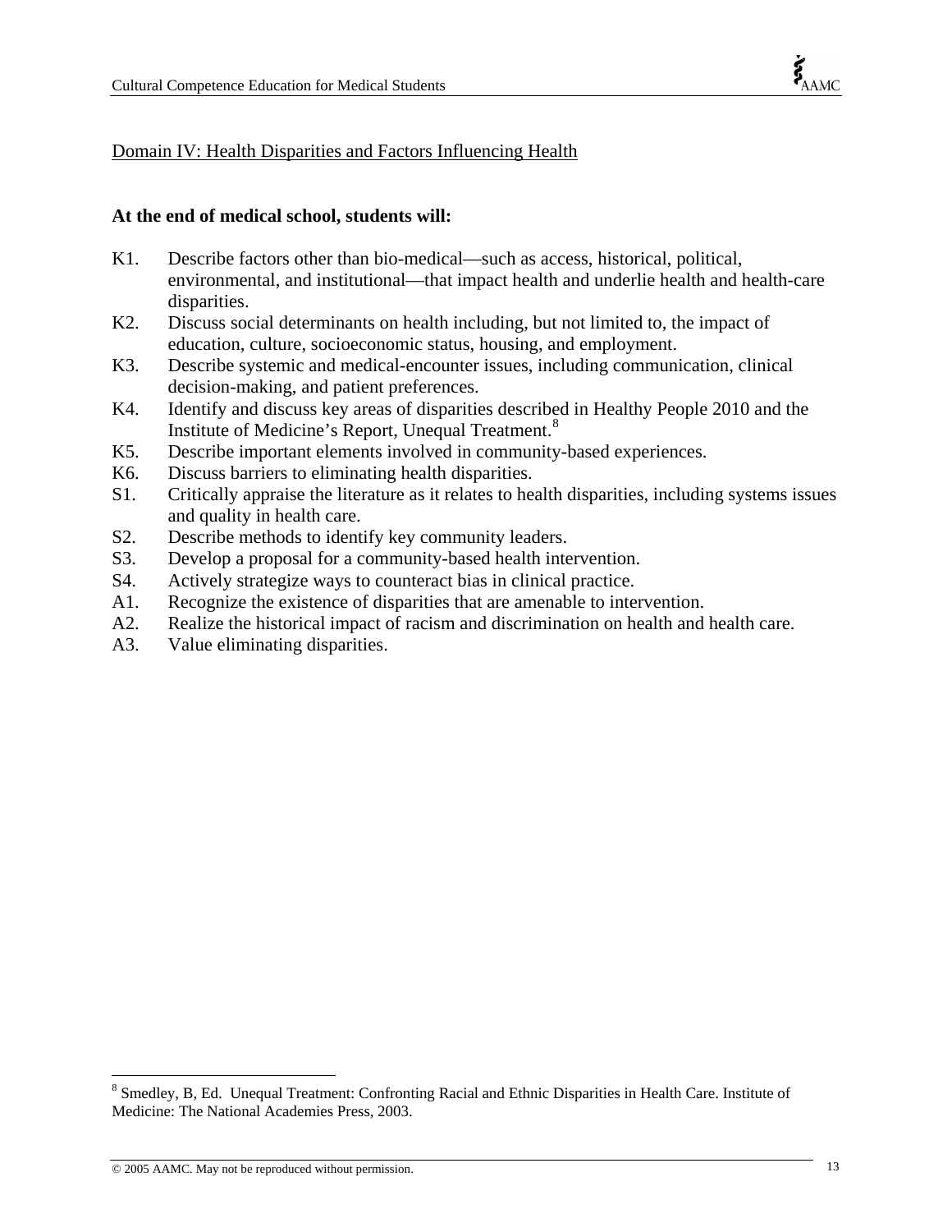## Domain IV: Health Disparities and Factors Influencing Health

**At the end of medical school, students will:**

- K1. Describe factors other than bio-medical—such as access, historical, political, environmental, and institutional—that impact health and underlie health and health-care disparities.
- K2. Discuss social determinants on health including, but not limited to, the impact of education, culture, socioeconomic status, housing, and employment.
- K3. Describe systemic and medical-encounter issues, including communication, clinical decision-making, and patient preferences.
- K4. Identify and discuss key areas of disparities described in Healthy People 2010 and the Institute of Medicine's Report, Unequal Treatment.[8]
- K5. Describe important elements involved in community-based experiences.
- K6. Discuss barriers to eliminating health disparities.
- S1. Critically appraise the literature as it relates to health disparities, including systems issues and quality in health care.
- S2. Describe methods to identify key community leaders.
- S3. Develop a proposal for a community-based health intervention.
- S4. Actively strategize ways to counteract bias in clinical practice.
- A1. Recognize the existence of disparities that are amenable to intervention.
- A2. Realize the historical impact of racism and discrimination on health and health care.
- A3. Value eliminating disparities.

---

[8] Smedley, B, Ed. Unequal Treatment: Confronting Racial and Ethnic Disparities in Health Care. Institute of Medicine: The National Academies Press, 2003.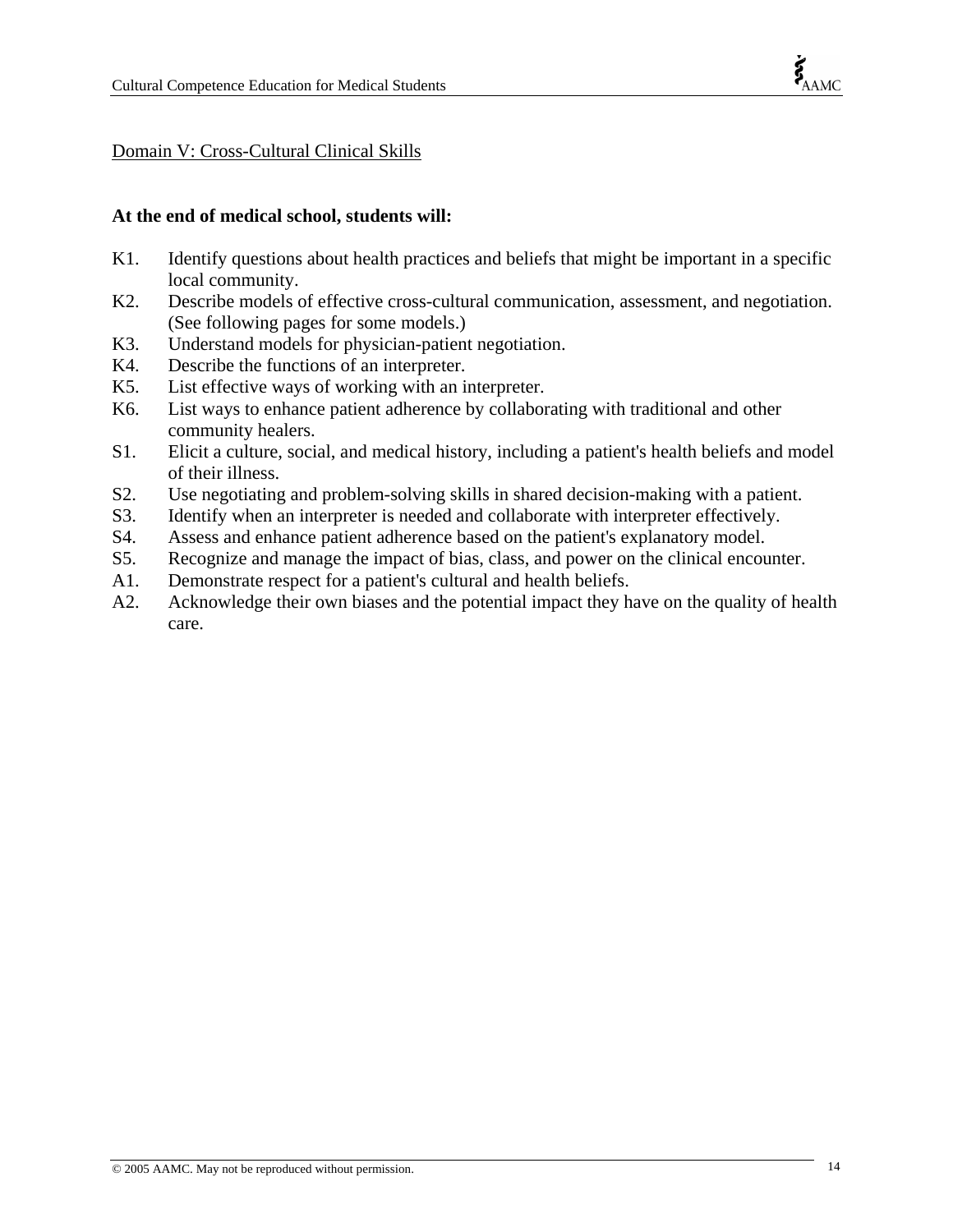## Domain V: Cross-Cultural Clinical Skills

**At the end of medical school, students will:**

K1. Identify questions about health practices and beliefs that might be important in a specific local community.

K2. Describe models of effective cross-cultural communication, assessment, and negotiation. (See following pages for some models.)

K3. Understand models for physician-patient negotiation.

K4. Describe the functions of an interpreter.

K5. List effective ways of working with an interpreter.

K6. List ways to enhance patient adherence by collaborating with traditional and other community healers.

S1. Elicit a culture, social, and medical history, including a patient's health beliefs and model of their illness.

S2. Use negotiating and problem-solving skills in shared decision-making with a patient.

S3. Identify when an interpreter is needed and collaborate with interpreter effectively.

S4. Assess and enhance patient adherence based on the patient's explanatory model.

S5. Recognize and manage the impact of bias, class, and power on the clinical encounter.

A1. Demonstrate respect for a patient's cultural and health beliefs.

A2. Acknowledge their own biases and the potential impact they have on the quality of health care.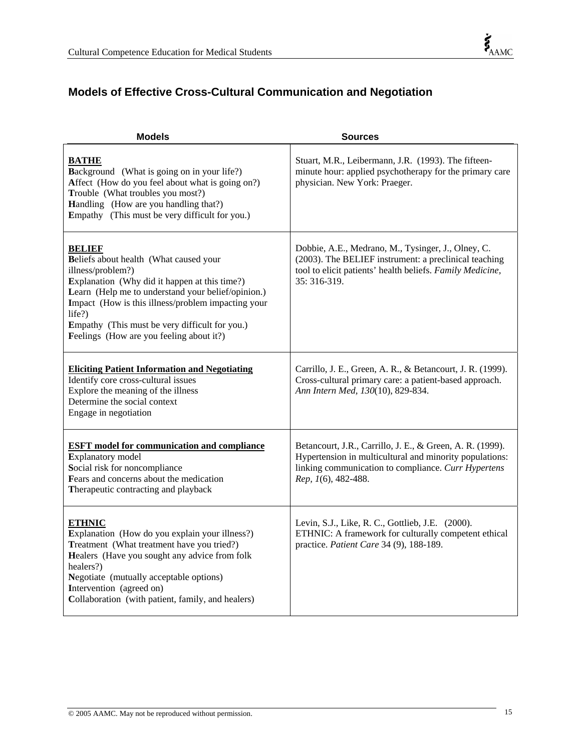## Models of Effective Cross-Cultural Communication and Negotiation

| Models | Sources |
|---|---|
| **BATHE**<br>**B**ackground (What is going on in your life?)<br>**A**ffect (How do you feel about what is going on?)<br>**T**rouble (What troubles you most?)<br>**H**andling (How are you handling that?)<br>**E**mpathy (This must be very difficult for you.) | Stuart, M.R., Leibermann, J.R. (1993). The fifteen-minute hour: applied psychotherapy for the primary care physician. New York: Praeger. |
| **BELIEF**<br>**B**eliefs about health (What caused your illness/problem?)<br>**E**xplanation (Why did it happen at this time?)<br>**L**earn (Help me to understand your belief/opinion.)<br>**I**mpact (How is this illness/problem impacting your life?)<br>**E**mpathy (This must be very difficult for you.)<br>**F**eelings (How are you feeling about it?) | Dobbie, A.E., Medrano, M., Tysinger, J., Olney, C. (2003). The BELIEF instrument: a preclinical teaching tool to elicit patients' health beliefs. *Family Medicine*, 35: 316-319. |
| **Eliciting Patient Information and Negotiating**<br>Identify core cross-cultural issues<br>Explore the meaning of the illness<br>Determine the social context<br>Engage in negotiation | Carrillo, J. E., Green, A. R., & Betancourt, J. R. (1999). Cross-cultural primary care: a patient-based approach. *Ann Intern Med, 130*(10), 829-834. |
| **ESFT model for communication and compliance**<br>**E**xplanatory model<br>**S**ocial risk for noncompliance<br>**F**ears and concerns about the medication<br>**T**herapeutic contracting and playback | Betancourt, J.R., Carrillo, J. E., & Green, A. R. (1999). Hypertension in multicultural and minority populations: linking communication to compliance. *Curr Hypertens Rep, 1*(6), 482-488. |
| **ETHNIC**<br>**E**xplanation (How do you explain your illness?)<br>**T**reatment (What treatment have you tried?)<br>**H**ealers (Have you sought any advice from folk healers?)<br>**N**egotiate (mutually acceptable options)<br>**I**ntervention (agreed on)<br>**C**ollaboration (with patient, family, and healers) | Levin, S.J., Like, R. C., Gottlieb, J.E. (2000). ETHNIC: A framework for culturally competent ethical practice. *Patient Care* 34 (9), 188-189. |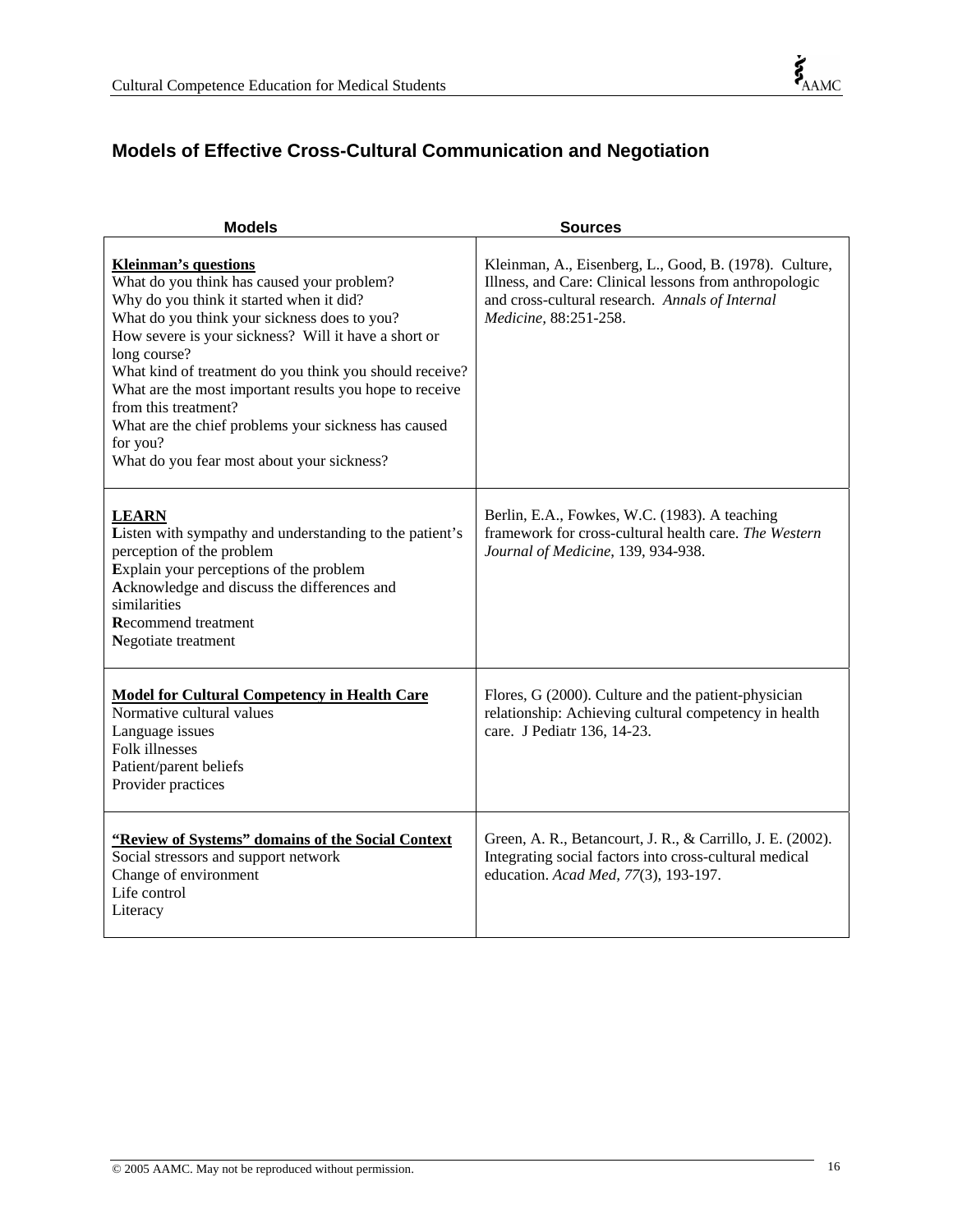## Models of Effective Cross-Cultural Communication and Negotiation

| Models | Sources |
|---|---|
| <u>**Kleinman's questions**</u><br>What do you think has caused your problem?<br>Why do you think it started when it did?<br>What do you think your sickness does to you?<br>How severe is your sickness? Will it have a short or long course?<br>What kind of treatment do you think you should receive?<br>What are the most important results you hope to receive from this treatment?<br>What are the chief problems your sickness has caused for you?<br>What do you fear most about your sickness? | Kleinman, A., Eisenberg, L., Good, B. (1978). Culture, Illness, and Care: Clinical lessons from anthropologic and cross-cultural research. *Annals of Internal Medicine,* 88:251-258. |
| <u>**LEARN**</u><br>**L**isten with sympathy and understanding to the patient's perception of the problem<br>**E**xplain your perceptions of the problem<br>**A**cknowledge and discuss the differences and similarities<br>**R**ecommend treatment<br>**N**egotiate treatment | Berlin, E.A., Fowkes, W.C. (1983). A teaching framework for cross-cultural health care. *The Western Journal of Medicine*, 139, 934-938. |
| <u>**Model for Cultural Competency in Health Care**</u><br>Normative cultural values<br>Language issues<br>Folk illnesses<br>Patient/parent beliefs<br>Provider practices | Flores, G (2000). Culture and the patient-physician relationship: Achieving cultural competency in health care. J Pediatr 136, 14-23. |
| <u>**"Review of Systems" domains of the Social Context**</u><br>Social stressors and support network<br>Change of environment<br>Life control<br>Literacy | Green, A. R., Betancourt, J. R., & Carrillo, J. E. (2002). Integrating social factors into cross-cultural medical education. *Acad Med, 77*(3), 193-197. |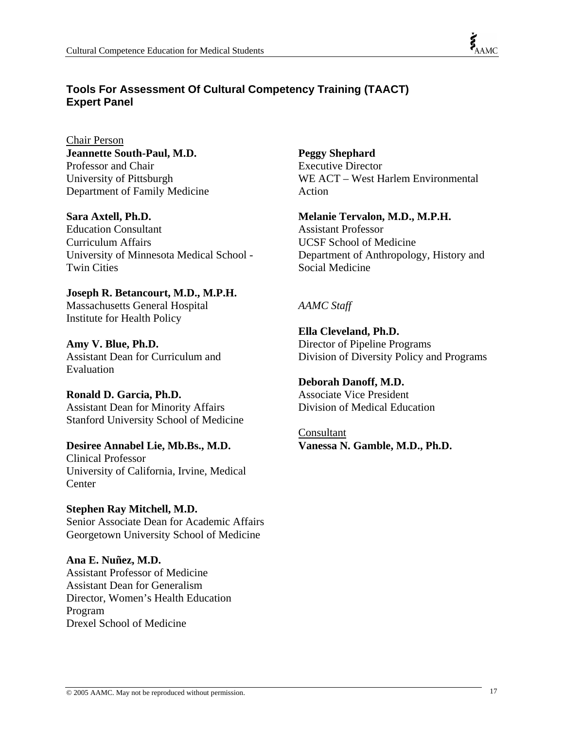## Tools For Assessment Of Cultural Competency Training (TAACT) Expert Panel

Chair Person

**Jeannette South-Paul, M.D.**
Professor and Chair
University of Pittsburgh
Department of Family Medicine

**Sara Axtell, Ph.D.**
Education Consultant
Curriculum Affairs
University of Minnesota Medical School - Twin Cities

**Joseph R. Betancourt, M.D., M.P.H.**
Massachusetts General Hospital
Institute for Health Policy

**Amy V. Blue, Ph.D.**
Assistant Dean for Curriculum and Evaluation

**Ronald D. Garcia, Ph.D.**
Assistant Dean for Minority Affairs
Stanford University School of Medicine

**Desiree Annabel Lie, Mb.Bs., M.D.**
Clinical Professor
University of California, Irvine, Medical Center

**Stephen Ray Mitchell, M.D.**
Senior Associate Dean for Academic Affairs
Georgetown University School of Medicine

**Ana E. Nuñez, M.D.**
Assistant Professor of Medicine
Assistant Dean for Generalism
Director, Women's Health Education Program
Drexel School of Medicine

**Peggy Shephard**
Executive Director
WE ACT – West Harlem Environmental Action

**Melanie Tervalon, M.D., M.P.H.**
Assistant Professor
UCSF School of Medicine
Department of Anthropology, History and Social Medicine

*AAMC Staff*

**Ella Cleveland, Ph.D.**
Director of Pipeline Programs
Division of Diversity Policy and Programs

**Deborah Danoff, M.D.**
Associate Vice President
Division of Medical Education

Consultant

**Vanessa N. Gamble, M.D., Ph.D.**

© 2005 AAMC. May not be reproduced without permission.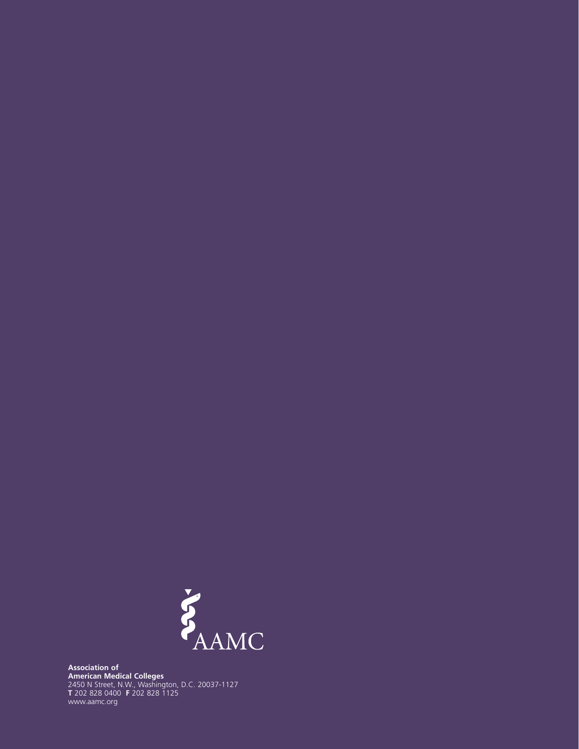AAMC

**Association of**
**American Medical Colleges**
2450 N Street, N.W., Washington, D.C. 20037-1127
**T** 202 828 0400 **F** 202 828 1125
www.aamc.org